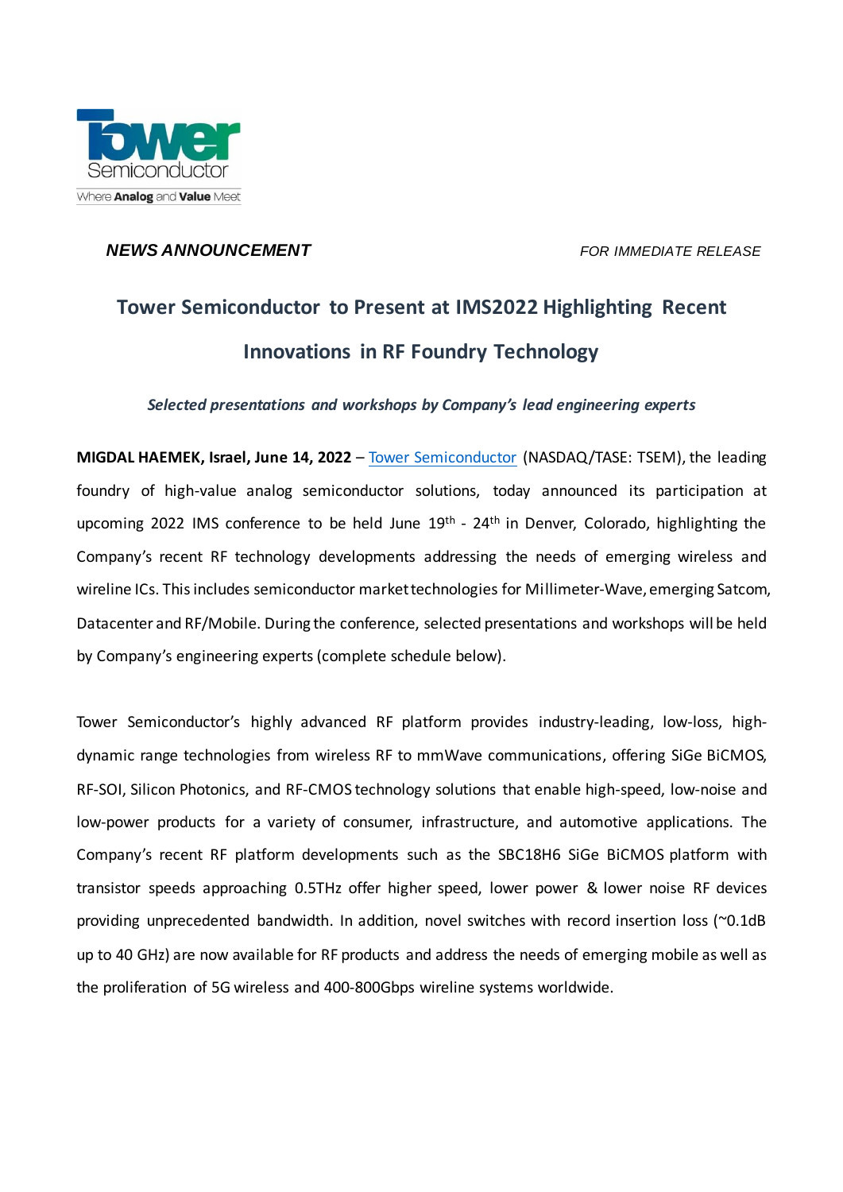Tower Semiconductor

Where **Analog** and **Value** Meet

***NEWS ANNOUNCEMENT*** *FOR IMMEDIATE RELEASE*

# Tower Semiconductor to Present at IMS2022 Highlighting Recent Innovations in RF Foundry Technology

***Selected presentations and workshops by Company's lead engineering experts***

**MIGDAL HAEMEK, Israel, June 14, 2022** – Tower Semiconductor (NASDAQ/TASE: TSEM), the leading foundry of high-value analog semiconductor solutions, today announced its participation at upcoming 2022 IMS conference to be held June 19th - 24th in Denver, Colorado, highlighting the Company's recent RF technology developments addressing the needs of emerging wireless and wireline ICs. This includes semiconductor market technologies for Millimeter-Wave, emerging Satcom, Datacenter and RF/Mobile. During the conference, selected presentations and workshops will be held by Company's engineering experts (complete schedule below).

Tower Semiconductor's highly advanced RF platform provides industry-leading, low-loss, high-dynamic range technologies from wireless RF to mmWave communications, offering SiGe BiCMOS, RF-SOI, Silicon Photonics, and RF-CMOS technology solutions that enable high-speed, low-noise and low-power products for a variety of consumer, infrastructure, and automotive applications. The Company's recent RF platform developments such as the SBC18H6 SiGe BiCMOS platform with transistor speeds approaching 0.5THz offer higher speed, lower power & lower noise RF devices providing unprecedented bandwidth. In addition, novel switches with record insertion loss (~0.1dB up to 40 GHz) are now available for RF products and address the needs of emerging mobile as well as the proliferation of 5G wireless and 400-800Gbps wireline systems worldwide.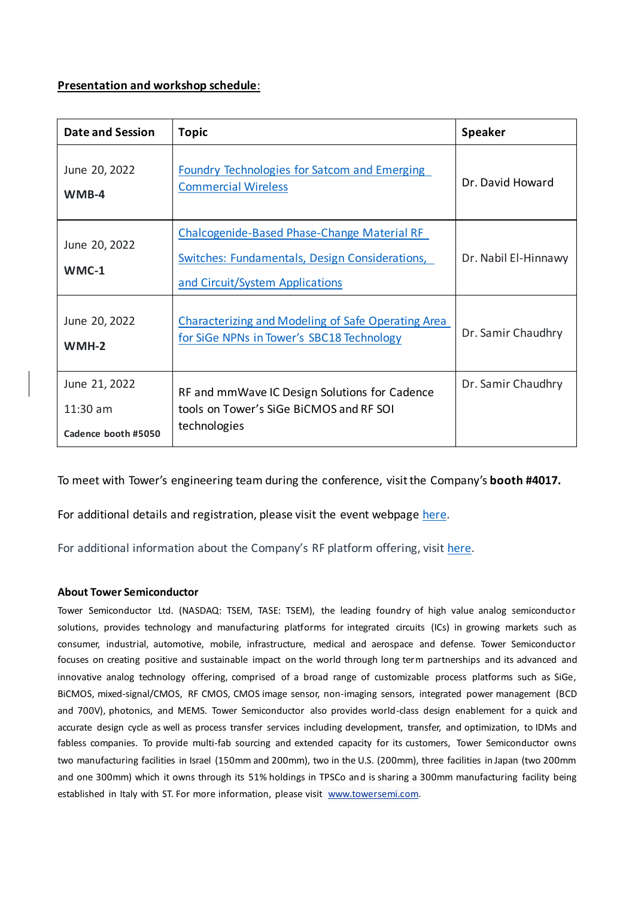**Presentation and workshop schedule**:

| Date and Session | Topic | Speaker |
|---|---|---|
| June 20, 2022<br>**WMB-4** | Foundry Technologies for Satcom and Emerging Commercial Wireless | Dr. David Howard |
| June 20, 2022<br>**WMC-1** | Chalcogenide-Based Phase-Change Material RF Switches: Fundamentals, Design Considerations, and Circuit/System Applications | Dr. Nabil El-Hinnawy |
| June 20, 2022<br>**WMH-2** | Characterizing and Modeling of Safe Operating Area for SiGe NPNs in Tower's SBC18 Technology | Dr. Samir Chaudhry |
| June 21, 2022<br>11:30 am<br>**Cadence booth #5050** | RF and mmWave IC Design Solutions for Cadence tools on Tower's SiGe BiCMOS and RF SOI technologies | Dr. Samir Chaudhry |

To meet with Tower's engineering team during the conference, visit the Company's **booth #4017.**

For additional details and registration, please visit the event webpage here.

For additional information about the Company's RF platform offering, visit here.

**About Tower Semiconductor**

Tower Semiconductor Ltd. (NASDAQ: TSEM, TASE: TSEM), the leading foundry of high value analog semiconductor solutions, provides technology and manufacturing platforms for integrated circuits (ICs) in growing markets such as consumer, industrial, automotive, mobile, infrastructure, medical and aerospace and defense. Tower Semiconductor focuses on creating positive and sustainable impact on the world through long term partnerships and its advanced and innovative analog technology offering, comprised of a broad range of customizable process platforms such as SiGe, BiCMOS, mixed-signal/CMOS, RF CMOS, CMOS image sensor, non-imaging sensors, integrated power management (BCD and 700V), photonics, and MEMS. Tower Semiconductor also provides world-class design enablement for a quick and accurate design cycle as well as process transfer services including development, transfer, and optimization, to IDMs and fabless companies. To provide multi-fab sourcing and extended capacity for its customers, Tower Semiconductor owns two manufacturing facilities in Israel (150mm and 200mm), two in the U.S. (200mm), three facilities in Japan (two 200mm and one 300mm) which it owns through its 51% holdings in TPSCo and is sharing a 300mm manufacturing facility being established in Italy with ST. For more information, please visit www.towersemi.com.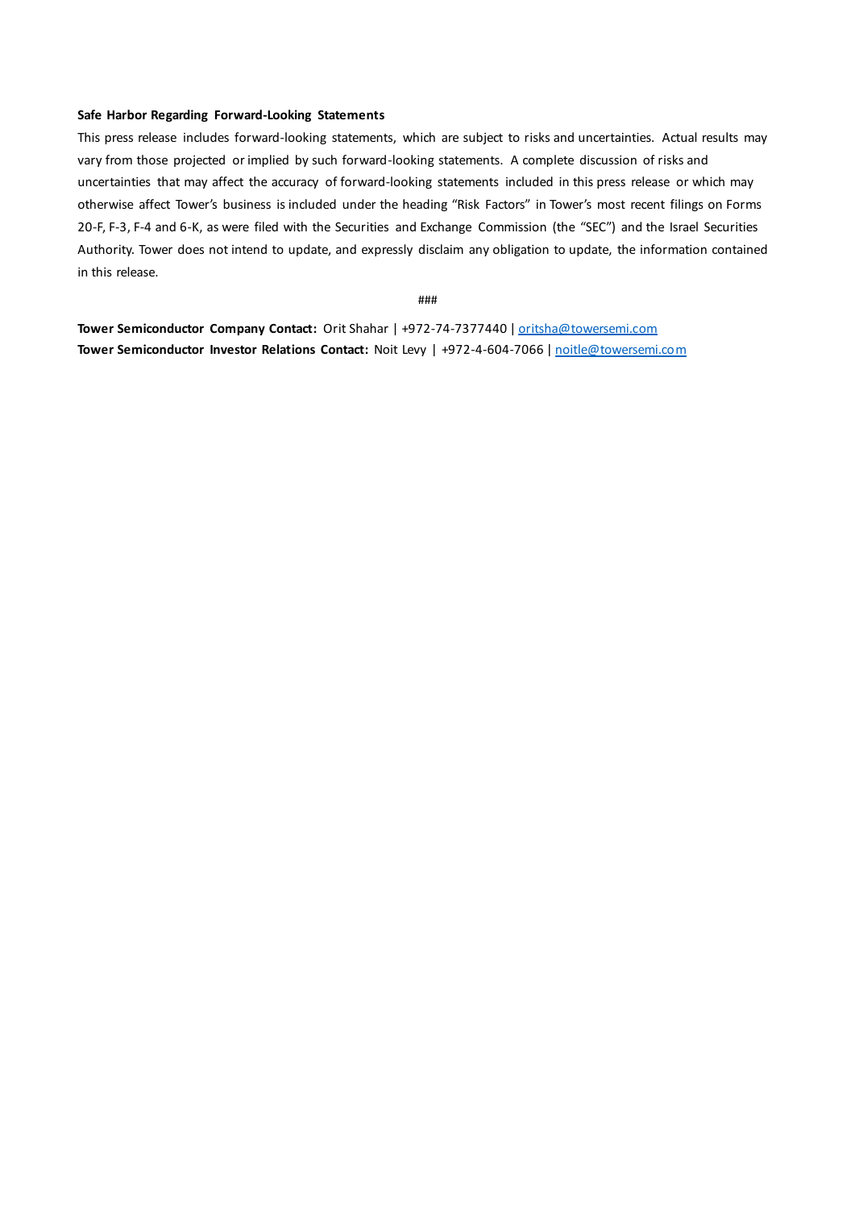**Safe Harbor Regarding Forward-Looking Statements**

This press release includes forward-looking statements, which are subject to risks and uncertainties. Actual results may vary from those projected or implied by such forward-looking statements. A complete discussion of risks and uncertainties that may affect the accuracy of forward-looking statements included in this press release or which may otherwise affect Tower's business is included under the heading "Risk Factors" in Tower's most recent filings on Forms 20-F, F-3, F-4 and 6-K, as were filed with the Securities and Exchange Commission (the "SEC") and the Israel Securities Authority. Tower does not intend to update, and expressly disclaim any obligation to update, the information contained in this release.

###

**Tower Semiconductor Company Contact:** Orit Shahar | +972-74-7377440 | oritsha@towersemi.com
**Tower Semiconductor Investor Relations Contact:** Noit Levy | +972-4-604-7066 | noitle@towersemi.com